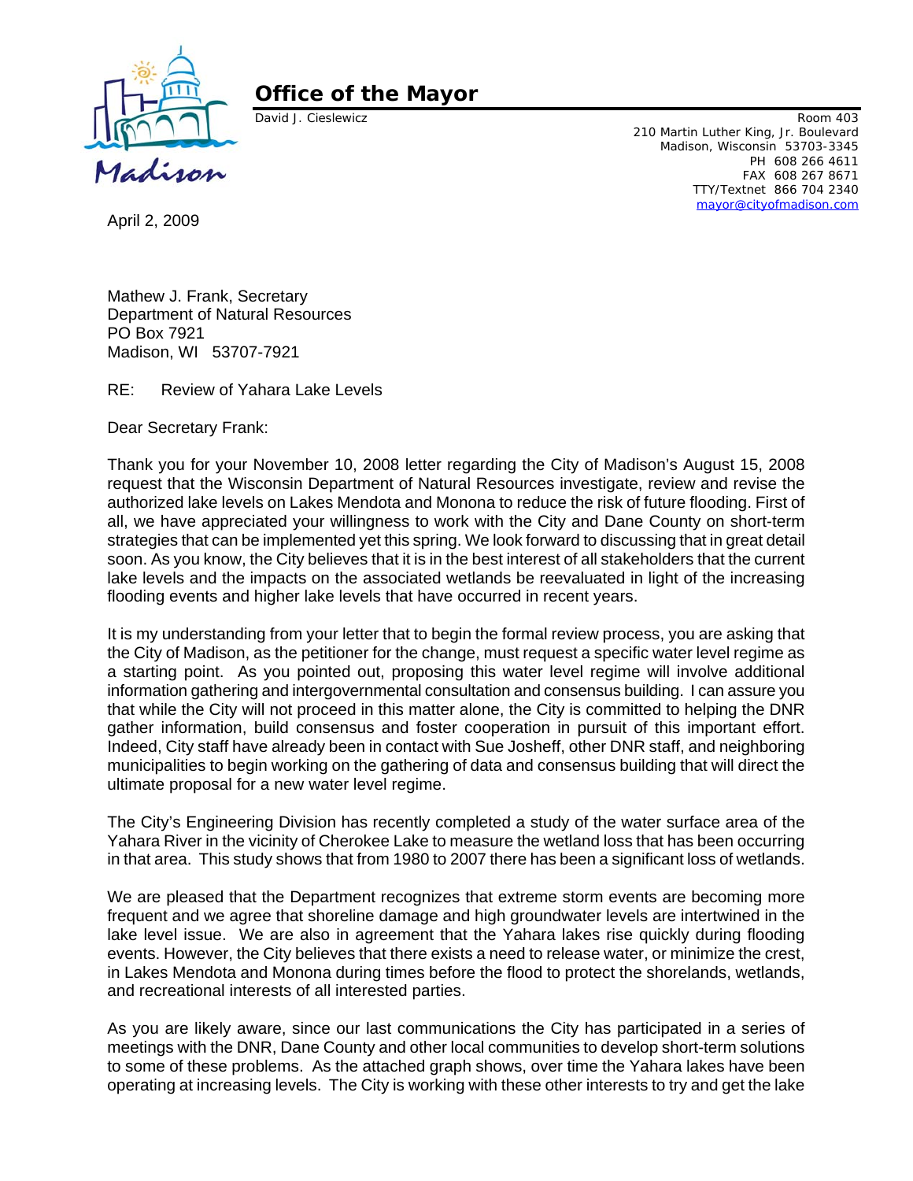# Office of the Mayor

David J. Cieslewicz

Room 403
210 Martin Luther King, Jr. Boulevard
Madison, Wisconsin 53703-3345
PH 608 266 4611
FAX 608 267 8671
TTY/Textnet 866 704 2340
mayor@cityofmadison.com

April 2, 2009

Mathew J. Frank, Secretary
Department of Natural Resources
PO Box 7921
Madison, WI 53707-7921

RE: Review of Yahara Lake Levels

Dear Secretary Frank:

Thank you for your November 10, 2008 letter regarding the City of Madison's August 15, 2008 request that the Wisconsin Department of Natural Resources investigate, review and revise the authorized lake levels on Lakes Mendota and Monona to reduce the risk of future flooding. First of all, we have appreciated your willingness to work with the City and Dane County on short-term strategies that can be implemented yet this spring. We look forward to discussing that in great detail soon. As you know, the City believes that it is in the best interest of all stakeholders that the current lake levels and the impacts on the associated wetlands be reevaluated in light of the increasing flooding events and higher lake levels that have occurred in recent years.

It is my understanding from your letter that to begin the formal review process, you are asking that the City of Madison, as the petitioner for the change, must request a specific water level regime as a starting point. As you pointed out, proposing this water level regime will involve additional information gathering and intergovernmental consultation and consensus building. I can assure you that while the City will not proceed in this matter alone, the City is committed to helping the DNR gather information, build consensus and foster cooperation in pursuit of this important effort. Indeed, City staff have already been in contact with Sue Josheff, other DNR staff, and neighboring municipalities to begin working on the gathering of data and consensus building that will direct the ultimate proposal for a new water level regime.

The City's Engineering Division has recently completed a study of the water surface area of the Yahara River in the vicinity of Cherokee Lake to measure the wetland loss that has been occurring in that area. This study shows that from 1980 to 2007 there has been a significant loss of wetlands.

We are pleased that the Department recognizes that extreme storm events are becoming more frequent and we agree that shoreline damage and high groundwater levels are intertwined in the lake level issue. We are also in agreement that the Yahara lakes rise quickly during flooding events. However, the City believes that there exists a need to release water, or minimize the crest, in Lakes Mendota and Monona during times before the flood to protect the shorelands, wetlands, and recreational interests of all interested parties.

As you are likely aware, since our last communications the City has participated in a series of meetings with the DNR, Dane County and other local communities to develop short-term solutions to some of these problems. As the attached graph shows, over time the Yahara lakes have been operating at increasing levels. The City is working with these other interests to try and get the lake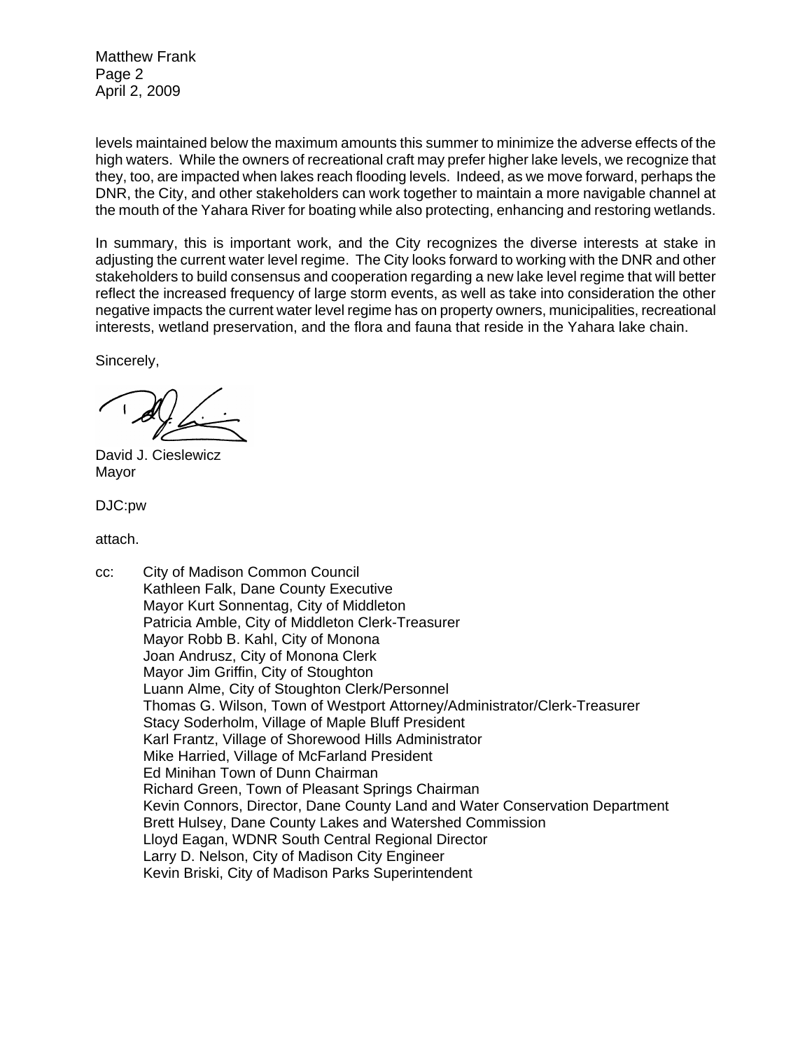levels maintained below the maximum amounts this summer to minimize the adverse effects of the high waters. While the owners of recreational craft may prefer higher lake levels, we recognize that they, too, are impacted when lakes reach flooding levels. Indeed, as we move forward, perhaps the DNR, the City, and other stakeholders can work together to maintain a more navigable channel at the mouth of the Yahara River for boating while also protecting, enhancing and restoring wetlands.

In summary, this is important work, and the City recognizes the diverse interests at stake in adjusting the current water level regime. The City looks forward to working with the DNR and other stakeholders to build consensus and cooperation regarding a new lake level regime that will better reflect the increased frequency of large storm events, as well as take into consideration the other negative impacts the current water level regime has on property owners, municipalities, recreational interests, wetland preservation, and the flora and fauna that reside in the Yahara lake chain.

Sincerely,

David J. Cieslewicz
Mayor

DJC:pw

attach.

cc: City of Madison Common Council
Kathleen Falk, Dane County Executive
Mayor Kurt Sonnentag, City of Middleton
Patricia Amble, City of Middleton Clerk-Treasurer
Mayor Robb B. Kahl, City of Monona
Joan Andrusz, City of Monona Clerk
Mayor Jim Griffin, City of Stoughton
Luann Alme, City of Stoughton Clerk/Personnel
Thomas G. Wilson, Town of Westport Attorney/Administrator/Clerk-Treasurer
Stacy Soderholm, Village of Maple Bluff President
Karl Frantz, Village of Shorewood Hills Administrator
Mike Harried, Village of McFarland President
Ed Minihan Town of Dunn Chairman
Richard Green, Town of Pleasant Springs Chairman
Kevin Connors, Director, Dane County Land and Water Conservation Department
Brett Hulsey, Dane County Lakes and Watershed Commission
Lloyd Eagan, WDNR South Central Regional Director
Larry D. Nelson, City of Madison City Engineer
Kevin Briski, City of Madison Parks Superintendent